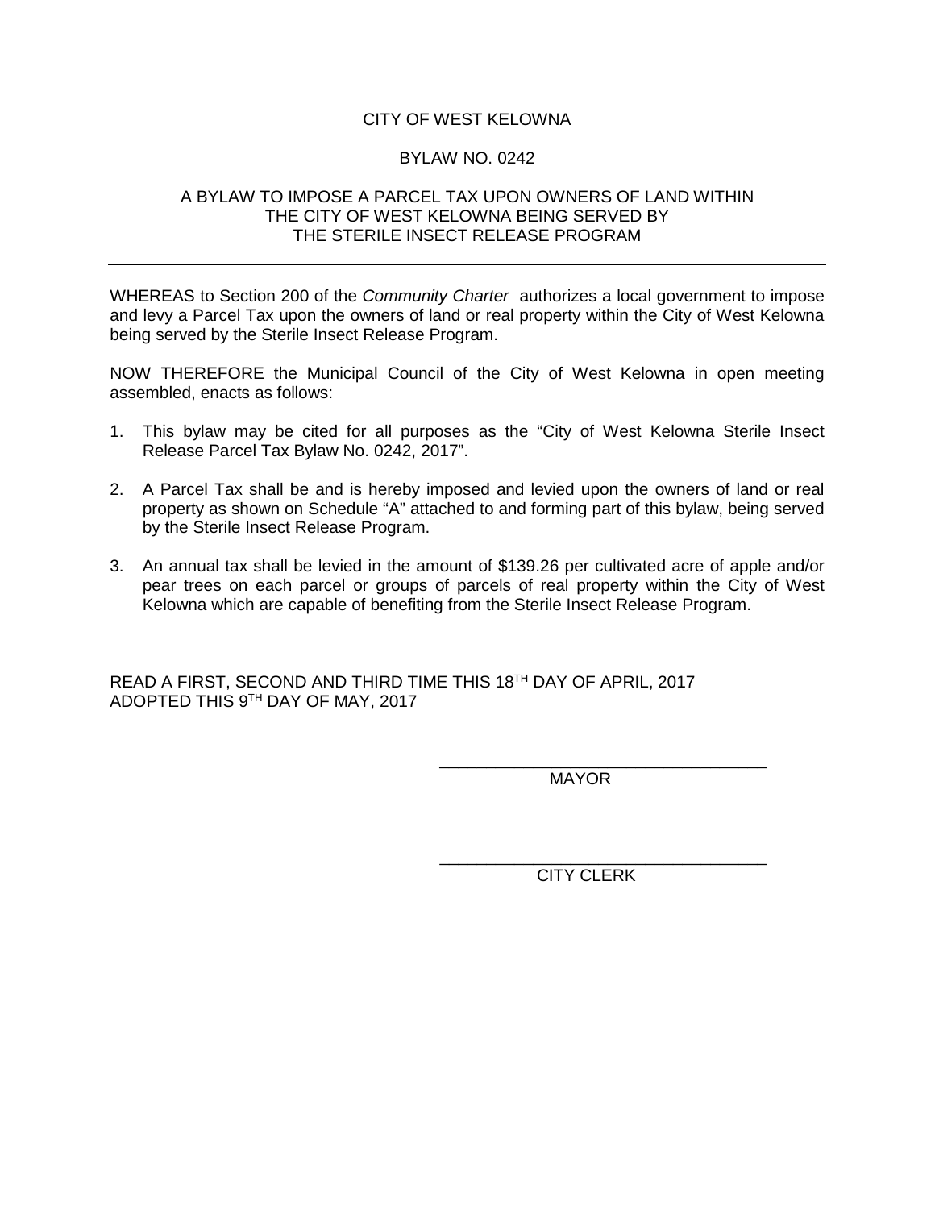# CITY OF WEST KELOWNA

## BYLAW NO. 0242

### A BYLAW TO IMPOSE A PARCEL TAX UPON OWNERS OF LAND WITHIN THE CITY OF WEST KELOWNA BEING SERVED BY THE STERILE INSECT RELEASE PROGRAM

---

WHEREAS to Section 200 of the *Community Charter* authorizes a local government to impose and levy a Parcel Tax upon the owners of land or real property within the City of West Kelowna being served by the Sterile Insect Release Program.

NOW THEREFORE the Municipal Council of the City of West Kelowna in open meeting assembled, enacts as follows:

1. This bylaw may be cited for all purposes as the "City of West Kelowna Sterile Insect Release Parcel Tax Bylaw No. 0242, 2017".

2. A Parcel Tax shall be and is hereby imposed and levied upon the owners of land or real property as shown on Schedule "A" attached to and forming part of this bylaw, being served by the Sterile Insect Release Program.

3. An annual tax shall be levied in the amount of $139.26 per cultivated acre of apple and/or pear trees on each parcel or groups of parcels of real property within the City of West Kelowna which are capable of benefiting from the Sterile Insect Release Program.

READ A FIRST, SECOND AND THIRD TIME THIS 18TH DAY OF APRIL, 2017
ADOPTED THIS 9TH DAY OF MAY, 2017

___________________________________
MAYOR

___________________________________
CITY CLERK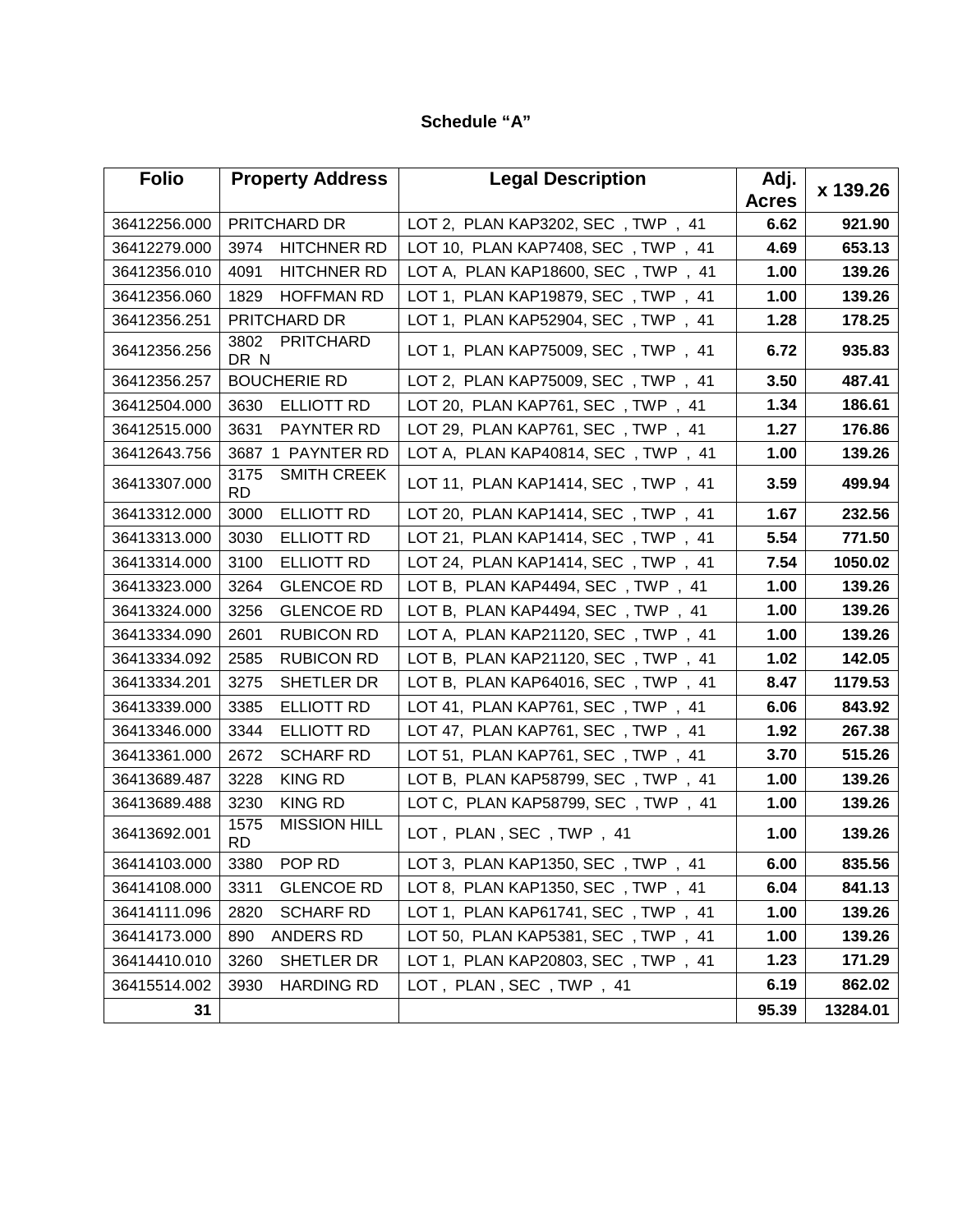**Schedule "A"**

| Folio | Property Address | Legal Description | Adj. Acres | x 139.26 |
|---|---|---|---|---|
| 36412256.000 | PRITCHARD DR | LOT 2, PLAN KAP3202, SEC , TWP , 41 | **6.62** | **921.90** |
| 36412279.000 | 3974 HITCHNER RD | LOT 10, PLAN KAP7408, SEC , TWP , 41 | **4.69** | **653.13** |
| 36412356.010 | 4091 HITCHNER RD | LOT A, PLAN KAP18600, SEC , TWP , 41 | **1.00** | **139.26** |
| 36412356.060 | 1829 HOFFMAN RD | LOT 1, PLAN KAP19879, SEC , TWP , 41 | **1.00** | **139.26** |
| 36412356.251 | PRITCHARD DR | LOT 1, PLAN KAP52904, SEC , TWP , 41 | **1.28** | **178.25** |
| 36412356.256 | 3802 PRITCHARD DR N | LOT 1, PLAN KAP75009, SEC , TWP , 41 | **6.72** | **935.83** |
| 36412356.257 | BOUCHERIE RD | LOT 2, PLAN KAP75009, SEC , TWP , 41 | **3.50** | **487.41** |
| 36412504.000 | 3630 ELLIOTT RD | LOT 20, PLAN KAP761, SEC , TWP , 41 | **1.34** | **186.61** |
| 36412515.000 | 3631 PAYNTER RD | LOT 29, PLAN KAP761, SEC , TWP , 41 | **1.27** | **176.86** |
| 36412643.756 | 3687 1 PAYNTER RD | LOT A, PLAN KAP40814, SEC , TWP , 41 | **1.00** | **139.26** |
| 36413307.000 | 3175 SMITH CREEK RD | LOT 11, PLAN KAP1414, SEC , TWP , 41 | **3.59** | **499.94** |
| 36413312.000 | 3000 ELLIOTT RD | LOT 20, PLAN KAP1414, SEC , TWP , 41 | **1.67** | **232.56** |
| 36413313.000 | 3030 ELLIOTT RD | LOT 21, PLAN KAP1414, SEC , TWP , 41 | **5.54** | **771.50** |
| 36413314.000 | 3100 ELLIOTT RD | LOT 24, PLAN KAP1414, SEC , TWP , 41 | **7.54** | **1050.02** |
| 36413323.000 | 3264 GLENCOE RD | LOT B, PLAN KAP4494, SEC , TWP , 41 | **1.00** | **139.26** |
| 36413324.000 | 3256 GLENCOE RD | LOT B, PLAN KAP4494, SEC , TWP , 41 | **1.00** | **139.26** |
| 36413334.090 | 2601 RUBICON RD | LOT A, PLAN KAP21120, SEC , TWP , 41 | **1.00** | **139.26** |
| 36413334.092 | 2585 RUBICON RD | LOT B, PLAN KAP21120, SEC , TWP , 41 | **1.02** | **142.05** |
| 36413334.201 | 3275 SHETLER DR | LOT B, PLAN KAP64016, SEC , TWP , 41 | **8.47** | **1179.53** |
| 36413339.000 | 3385 ELLIOTT RD | LOT 41, PLAN KAP761, SEC , TWP , 41 | **6.06** | **843.92** |
| 36413346.000 | 3344 ELLIOTT RD | LOT 47, PLAN KAP761, SEC , TWP , 41 | **1.92** | **267.38** |
| 36413361.000 | 2672 SCHARF RD | LOT 51, PLAN KAP761, SEC , TWP , 41 | **3.70** | **515.26** |
| 36413689.487 | 3228 KING RD | LOT B, PLAN KAP58799, SEC , TWP , 41 | **1.00** | **139.26** |
| 36413689.488 | 3230 KING RD | LOT C, PLAN KAP58799, SEC , TWP , 41 | **1.00** | **139.26** |
| 36413692.001 | 1575 MISSION HILL RD | LOT , PLAN , SEC , TWP , 41 | **1.00** | **139.26** |
| 36414103.000 | 3380 POP RD | LOT 3, PLAN KAP1350, SEC , TWP , 41 | **6.00** | **835.56** |
| 36414108.000 | 3311 GLENCOE RD | LOT 8, PLAN KAP1350, SEC , TWP , 41 | **6.04** | **841.13** |
| 36414111.096 | 2820 SCHARF RD | LOT 1, PLAN KAP61741, SEC , TWP , 41 | **1.00** | **139.26** |
| 36414173.000 | 890 ANDERS RD | LOT 50, PLAN KAP5381, SEC , TWP , 41 | **1.00** | **139.26** |
| 36414410.010 | 3260 SHETLER DR | LOT 1, PLAN KAP20803, SEC , TWP , 41 | **1.23** | **171.29** |
| 36415514.002 | 3930 HARDING RD | LOT , PLAN , SEC , TWP , 41 | **6.19** | **862.02** |
| **31** | | | **95.39** | **13284.01** |